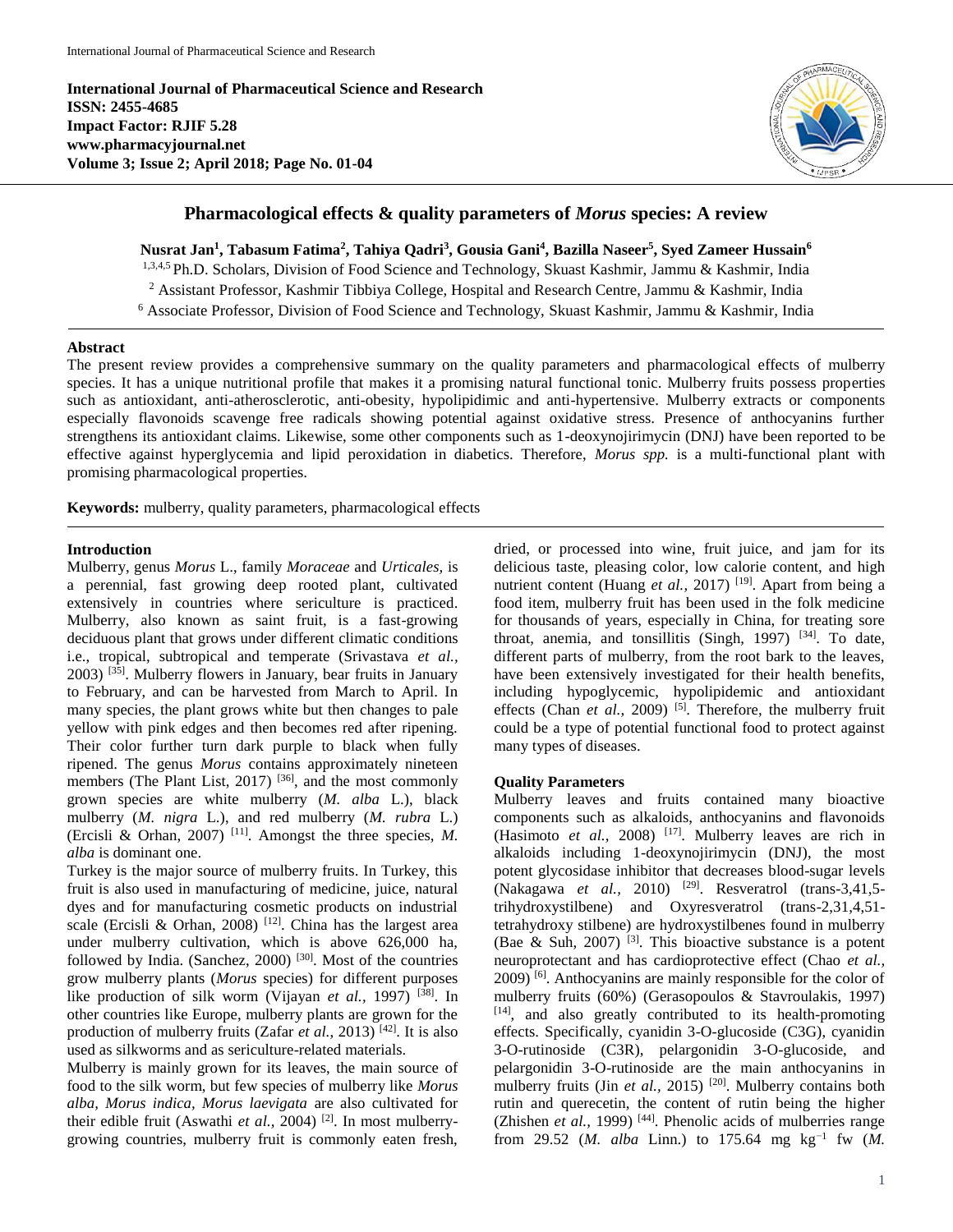**International Journal of Pharmaceutical Science and Research**
**ISSN: 2455-4685**
**Impact Factor: RJIF 5.28**
**www.pharmacyjournal.net**
**Volume 3; Issue 2; April 2018; Page No. 01-04**

# Pharmacological effects & quality parameters of *Morus* species: A review

**Nusrat Jan[1], Tabasum Fatima[2], Tahiya Qadri[3], Gousia Gani[4], Bazilla Naseer[5], Syed Zameer Hussain[6]**

[1,3,4,5] Ph.D. Scholars, Division of Food Science and Technology, Skuast Kashmir, Jammu & Kashmir, India
[2] Assistant Professor, Kashmir Tibbiya College, Hospital and Research Centre, Jammu & Kashmir, India
[6] Associate Professor, Division of Food Science and Technology, Skuast Kashmir, Jammu & Kashmir, India

## Abstract

The present review provides a comprehensive summary on the quality parameters and pharmacological effects of mulberry species. It has a unique nutritional profile that makes it a promising natural functional tonic. Mulberry fruits possess properties such as antioxidant, anti-atherosclerotic, anti-obesity, hypolipidimic and anti-hypertensive. Mulberry extracts or components especially flavonoids scavenge free radicals showing potential against oxidative stress. Presence of anthocyanins further strengthens its antioxidant claims. Likewise, some other components such as 1-deoxynojirimycin (DNJ) have been reported to be effective against hyperglycemia and lipid peroxidation in diabetics. Therefore, *Morus spp.* is a multi-functional plant with promising pharmacological properties.

**Keywords:** mulberry, quality parameters, pharmacological effects

## Introduction

Mulberry, genus *Morus* L., family *Moraceae* and *Urticales,* is a perennial, fast growing deep rooted plant, cultivated extensively in countries where sericulture is practiced. Mulberry, also known as saint fruit, is a fast-growing deciduous plant that grows under different climatic conditions i.e., tropical, subtropical and temperate (Srivastava *et al.,* 2003) [35]. Mulberry flowers in January, bear fruits in January to February, and can be harvested from March to April. In many species, the plant grows white but then changes to pale yellow with pink edges and then becomes red after ripening. Their color further turn dark purple to black when fully ripened. The genus *Morus* contains approximately nineteen members (The Plant List, 2017) [36], and the most commonly grown species are white mulberry (*M. alba* L.), black mulberry (*M. nigra* L.), and red mulberry (*M. rubra* L.) (Ercisli & Orhan, 2007) [11]. Amongst the three species, *M. alba* is dominant one.

Turkey is the major source of mulberry fruits. In Turkey, this fruit is also used in manufacturing of medicine, juice, natural dyes and for manufacturing cosmetic products on industrial scale (Ercisli & Orhan, 2008) [12]. China has the largest area under mulberry cultivation, which is above 626,000 ha, followed by India. (Sanchez, 2000) [30]. Most of the countries grow mulberry plants (*Morus* species) for different purposes like production of silk worm (Vijayan *et al.,* 1997) [38]. In other countries like Europe, mulberry plants are grown for the production of mulberry fruits (Zafar *et al.,* 2013) [42]. It is also used as silkworms and as sericulture-related materials.

Mulberry is mainly grown for its leaves, the main source of food to the silk worm, but few species of mulberry like *Morus alba, Morus indica, Morus laevigata* are also cultivated for their edible fruit (Aswathi *et al.,* 2004) [2]. In most mulberry-growing countries, mulberry fruit is commonly eaten fresh, dried, or processed into wine, fruit juice, and jam for its delicious taste, pleasing color, low calorie content, and high nutrient content (Huang *et al.,* 2017) [19]. Apart from being a food item, mulberry fruit has been used in the folk medicine for thousands of years, especially in China, for treating sore throat, anemia, and tonsillitis (Singh, 1997) [34]. To date, different parts of mulberry, from the root bark to the leaves, have been extensively investigated for their health benefits, including hypoglycemic, hypolipidemic and antioxidant effects (Chan *et al.,* 2009) [5]. Therefore, the mulberry fruit could be a type of potential functional food to protect against many types of diseases.

## Quality Parameters

Mulberry leaves and fruits contained many bioactive components such as alkaloids, anthocyanins and flavonoids (Hasimoto *et al.,* 2008) [17]. Mulberry leaves are rich in alkaloids including 1-deoxynojirimycin (DNJ), the most potent glycosidase inhibitor that decreases blood-sugar levels (Nakagawa *et al.,* 2010) [29]. Resveratrol (trans-3,41,5-trihydroxystilbene) and Oxyresveratrol (trans-2,31,4,51-tetrahydroxy stilbene) are hydroxystilbenes found in mulberry (Bae & Suh, 2007) [3]. This bioactive substance is a potent neuroprotectant and has cardioprotective effect (Chao *et al.,* 2009) [6]. Anthocyanins are mainly responsible for the color of mulberry fruits (60%) (Gerasopoulos & Stavroulakis, 1997) [14], and also greatly contributed to its health-promoting effects. Specifically, cyanidin 3-O-glucoside (C3G), cyanidin 3-O-rutinoside (C3R), pelargonidin 3-O-glucoside, and pelargonidin 3-O-rutinoside are the main anthocyanins in mulberry fruits (Jin *et al.,* 2015) [20]. Mulberry contains both rutin and querecetin, the content of rutin being the higher (Zhishen *et al.,* 1999) [44]. Phenolic acids of mulberries range from 29.52 (*M. alba* Linn.) to 175.64 mg $kg^{-1}$ fw (*M.*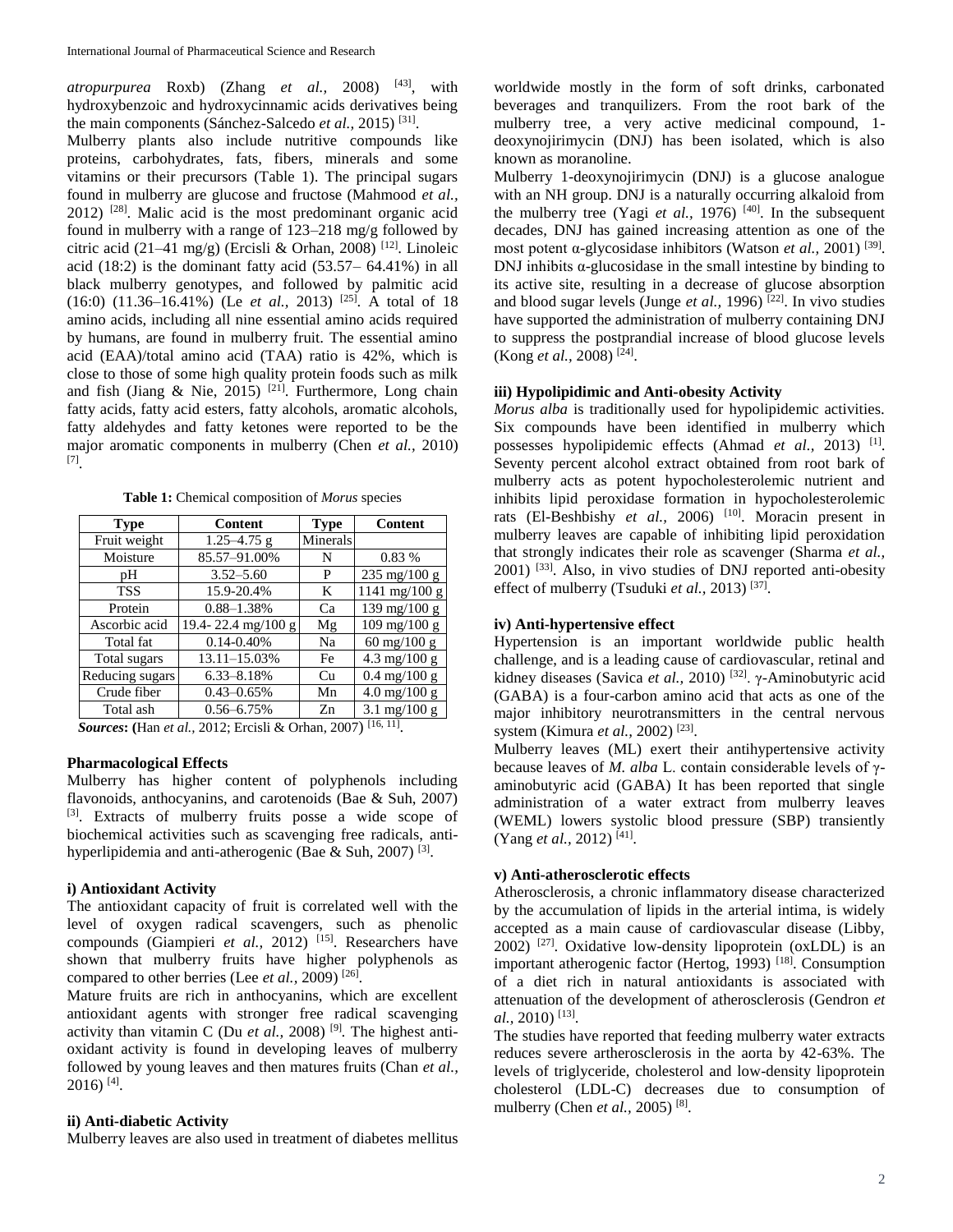*atropurpurea* Roxb) (Zhang *et al.,* 2008) [43], with hydroxybenzoic and hydroxycinnamic acids derivatives being the main components (Sánchez-Salcedo *et al.,* 2015) [31].

Mulberry plants also include nutritive compounds like proteins, carbohydrates, fats, fibers, minerals and some vitamins or their precursors (Table 1). The principal sugars found in mulberry are glucose and fructose (Mahmood *et al.,* 2012) [28]. Malic acid is the most predominant organic acid found in mulberry with a range of 123–218 mg/g followed by citric acid (21–41 mg/g) (Ercisli & Orhan, 2008) [12]. Linoleic acid (18:2) is the dominant fatty acid (53.57– 64.41%) in all black mulberry genotypes, and followed by palmitic acid (16:0) (11.36–16.41%) (Le *et al.,* 2013) [25]. A total of 18 amino acids, including all nine essential amino acids required by humans, are found in mulberry fruit. The essential amino acid (EAA)/total amino acid (TAA) ratio is 42%, which is close to those of some high quality protein foods such as milk and fish (Jiang & Nie, 2015) [21]. Furthermore, Long chain fatty acids, fatty acid esters, fatty alcohols, aromatic alcohols, fatty aldehydes and fatty ketones were reported to be the major aromatic components in mulberry (Chen *et al.,* 2010) [7].

**Table 1:** Chemical composition of *Morus* species

| Type | Content | Type | Content |
|---|---|---|---|
| Fruit weight | 1.25–4.75 g | Minerals | |
| Moisture | 85.57–91.00% | N | 0.83 % |
| pH | 3.52–5.60 | P | 235 mg/100 g |
| TSS | 15.9-20.4% | K | 1141 mg/100 g |
| Protein | 0.88–1.38% | Ca | 139 mg/100 g |
| Ascorbic acid | 19.4- 22.4 mg/100 g | Mg | 109 mg/100 g |
| Total fat | 0.14-0.40% | Na | 60 mg/100 g |
| Total sugars | 13.11–15.03% | Fe | 4.3 mg/100 g |
| Reducing sugars | 6.33–8.18% | Cu | 0.4 mg/100 g |
| Crude fiber | 0.43–0.65% | Mn | 4.0 mg/100 g |
| Total ash | 0.56–6.75% | Zn | 3.1 mg/100 g |

***Sources*: (**Han *et al.,* 2012; Ercisli & Orhan, 2007) [16, 11].

## Pharmacological Effects

Mulberry has higher content of polyphenols including flavonoids, anthocyanins, and carotenoids (Bae & Suh, 2007) [3]. Extracts of mulberry fruits posse a wide scope of biochemical activities such as scavenging free radicals, anti-hyperlipidemia and anti-atherogenic (Bae & Suh, 2007) [3].

### i) Antioxidant Activity

The antioxidant capacity of fruit is correlated well with the level of oxygen radical scavengers, such as phenolic compounds (Giampieri *et al.,* 2012) [15]. Researchers have shown that mulberry fruits have higher polyphenols as compared to other berries (Lee *et al.,* 2009) [26].

Mature fruits are rich in anthocyanins, which are excellent antioxidant agents with stronger free radical scavenging activity than vitamin C (Du *et al.,* 2008) [9]. The highest anti-oxidant activity is found in developing leaves of mulberry followed by young leaves and then matures fruits (Chan *et al.,* 2016) [4].

### ii) Anti-diabetic Activity

Mulberry leaves are also used in treatment of diabetes mellitus worldwide mostly in the form of soft drinks, carbonated beverages and tranquilizers. From the root bark of the mulberry tree, a very active medicinal compound, 1-deoxynojirimycin (DNJ) has been isolated, which is also known as moranoline.

Mulberry 1-deoxynojirimycin (DNJ) is a glucose analogue with an NH group. DNJ is a naturally occurring alkaloid from the mulberry tree (Yagi *et al.,* 1976) [40]. In the subsequent decades, DNJ has gained increasing attention as one of the most potent α-glycosidase inhibitors (Watson *et al.,* 2001) [39]. DNJ inhibits α-glucosidase in the small intestine by binding to its active site, resulting in a decrease of glucose absorption and blood sugar levels (Junge *et al.,* 1996) [22]. In vivo studies have supported the administration of mulberry containing DNJ to suppress the postprandial increase of blood glucose levels (Kong *et al.,* 2008) [24].

### iii) Hypolipidimic and Anti-obesity Activity

*Morus alba* is traditionally used for hypolipidemic activities. Six compounds have been identified in mulberry which possesses hypolipidemic effects (Ahmad *et al.,* 2013) [1]. Seventy percent alcohol extract obtained from root bark of mulberry acts as potent hypocholesterolemic nutrient and inhibits lipid peroxidase formation in hypocholesterolemic rats (El-Beshbishy *et al.,* 2006) [10]. Moracin present in mulberry leaves are capable of inhibiting lipid peroxidation that strongly indicates their role as scavenger (Sharma *et al.,* 2001) [33]. Also, in vivo studies of DNJ reported anti-obesity effect of mulberry (Tsuduki *et al.,* 2013) [37].

### iv) Anti-hypertensive effect

Hypertension is an important worldwide public health challenge, and is a leading cause of cardiovascular, retinal and kidney diseases (Savica *et al.,* 2010) [32]. γ-Aminobutyric acid (GABA) is a four-carbon amino acid that acts as one of the major inhibitory neurotransmitters in the central nervous system (Kimura *et al.,* 2002) [23].

Mulberry leaves (ML) exert their antihypertensive activity because leaves of *M. alba* L. contain considerable levels of γ-aminobutyric acid (GABA) It has been reported that single administration of a water extract from mulberry leaves (WEML) lowers systolic blood pressure (SBP) transiently (Yang *et al.,* 2012) [41].

### v) Anti-atherosclerotic effects

Atherosclerosis, a chronic inflammatory disease characterized by the accumulation of lipids in the arterial intima, is widely accepted as a main cause of cardiovascular disease (Libby, 2002) [27]. Oxidative low-density lipoprotein (oxLDL) is an important atherogenic factor (Hertog, 1993) [18]. Consumption of a diet rich in natural antioxidants is associated with attenuation of the development of atherosclerosis (Gendron *et al.,* 2010) [13].

The studies have reported that feeding mulberry water extracts reduces severe artherosclerosis in the aorta by 42-63%. The levels of triglyceride, cholesterol and low-density lipoprotein cholesterol (LDL-C) decreases due to consumption of mulberry (Chen *et al.,* 2005) [8].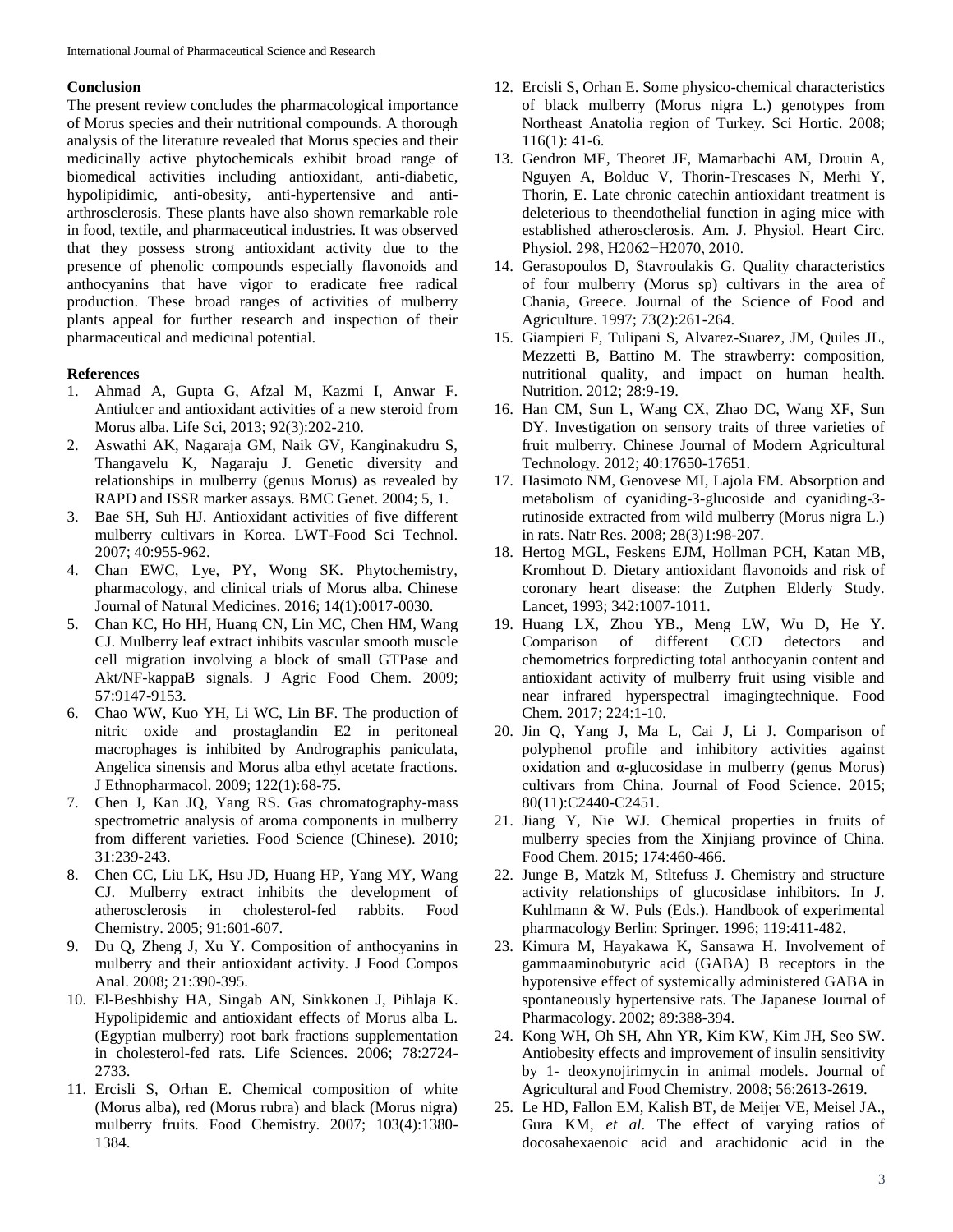**Conclusion**

The present review concludes the pharmacological importance of Morus species and their nutritional compounds. A thorough analysis of the literature revealed that Morus species and their medicinally active phytochemicals exhibit broad range of biomedical activities including antioxidant, anti-diabetic, hypolipidimic, anti-obesity, anti-hypertensive and anti-arthrosclerosis. These plants have also shown remarkable role in food, textile, and pharmaceutical industries. It was observed that they possess strong antioxidant activity due to the presence of phenolic compounds especially flavonoids and anthocyanins that have vigor to eradicate free radical production. These broad ranges of activities of mulberry plants appeal for further research and inspection of their pharmaceutical and medicinal potential.

**References**

1. Ahmad A, Gupta G, Afzal M, Kazmi I, Anwar F. Antiulcer and antioxidant activities of a new steroid from Morus alba. Life Sci, 2013; 92(3):202-210.
2. Aswathi AK, Nagaraja GM, Naik GV, Kanginakudru S, Thangavelu K, Nagaraju J. Genetic diversity and relationships in mulberry (genus Morus) as revealed by RAPD and ISSR marker assays. BMC Genet. 2004; 5, 1.
3. Bae SH, Suh HJ. Antioxidant activities of five different mulberry cultivars in Korea. LWT-Food Sci Technol. 2007; 40:955-962.
4. Chan EWC, Lye, PY, Wong SK. Phytochemistry, pharmacology, and clinical trials of Morus alba. Chinese Journal of Natural Medicines. 2016; 14(1):0017-0030.
5. Chan KC, Ho HH, Huang CN, Lin MC, Chen HM, Wang CJ. Mulberry leaf extract inhibits vascular smooth muscle cell migration involving a block of small GTPase and Akt/NF-kappaB signals. J Agric Food Chem. 2009; 57:9147-9153.
6. Chao WW, Kuo YH, Li WC, Lin BF. The production of nitric oxide and prostaglandin E2 in peritoneal macrophages is inhibited by Andrographis paniculata, Angelica sinensis and Morus alba ethyl acetate fractions. J Ethnopharmacol. 2009; 122(1):68-75.
7. Chen J, Kan JQ, Yang RS. Gas chromatography-mass spectrometric analysis of aroma components in mulberry from different varieties. Food Science (Chinese). 2010; 31:239-243.
8. Chen CC, Liu LK, Hsu JD, Huang HP, Yang MY, Wang CJ. Mulberry extract inhibits the development of atherosclerosis in cholesterol-fed rabbits. Food Chemistry. 2005; 91:601-607.
9. Du Q, Zheng J, Xu Y. Composition of anthocyanins in mulberry and their antioxidant activity. J Food Compos Anal. 2008; 21:390-395.
10. El-Beshbishy HA, Singab AN, Sinkkonen J, Pihlaja K. Hypolipidemic and antioxidant effects of Morus alba L. (Egyptian mulberry) root bark fractions supplementation in cholesterol-fed rats. Life Sciences. 2006; 78:2724-2733.
11. Ercisli S, Orhan E. Chemical composition of white (Morus alba), red (Morus rubra) and black (Morus nigra) mulberry fruits. Food Chemistry. 2007; 103(4):1380-1384.
12. Ercisli S, Orhan E. Some physico-chemical characteristics of black mulberry (Morus nigra L.) genotypes from Northeast Anatolia region of Turkey. Sci Hortic. 2008; 116(1): 41-6.
13. Gendron ME, Theoret JF, Mamarbachi AM, Drouin A, Nguyen A, Bolduc V, Thorin-Trescases N, Merhi Y, Thorin, E. Late chronic catechin antioxidant treatment is deleterious to theendothelial function in aging mice with established atherosclerosis. Am. J. Physiol. Heart Circ. Physiol. 298, H2062−H2070, 2010.
14. Gerasopoulos D, Stavroulakis G. Quality characteristics of four mulberry (Morus sp) cultivars in the area of Chania, Greece. Journal of the Science of Food and Agriculture. 1997; 73(2):261-264.
15. Giampieri F, Tulipani S, Alvarez-Suarez, JM, Quiles JL, Mezzetti B, Battino M. The strawberry: composition, nutritional quality, and impact on human health. Nutrition. 2012; 28:9-19.
16. Han CM, Sun L, Wang CX, Zhao DC, Wang XF, Sun DY. Investigation on sensory traits of three varieties of fruit mulberry. Chinese Journal of Modern Agricultural Technology. 2012; 40:17650-17651.
17. Hasimoto NM, Genovese MI, Lajola FM. Absorption and metabolism of cyaniding-3-glucoside and cyaniding-3-rutinoside extracted from wild mulberry (Morus nigra L.) in rats. Natr Res. 2008; 28(3)1:98-207.
18. Hertog MGL, Feskens EJM, Hollman PCH, Katan MB, Kromhout D. Dietary antioxidant flavonoids and risk of coronary heart disease: the Zutphen Elderly Study. Lancet, 1993; 342:1007-1011.
19. Huang LX, Zhou YB., Meng LW, Wu D, He Y. Comparison of different CCD detectors and chemometrics forpredicting total anthocyanin content and antioxidant activity of mulberry fruit using visible and near infrared hyperspectral imagingtechnique. Food Chem. 2017; 224:1-10.
20. Jin Q, Yang J, Ma L, Cai J, Li J. Comparison of polyphenol profile and inhibitory activities against oxidation and α-glucosidase in mulberry (genus Morus) cultivars from China. Journal of Food Science. 2015; 80(11):C2440-C2451.
21. Jiang Y, Nie WJ. Chemical properties in fruits of mulberry species from the Xinjiang province of China. Food Chem. 2015; 174:460-466.
22. Junge B, Matzk M, Stltefuss J. Chemistry and structure activity relationships of glucosidase inhibitors. In J. Kuhlmann & W. Puls (Eds.). Handbook of experimental pharmacology Berlin: Springer. 1996; 119:411-482.
23. Kimura M, Hayakawa K, Sansawa H. Involvement of gammaaminobutyric acid (GABA) B receptors in the hypotensive effect of systemically administered GABA in spontaneously hypertensive rats. The Japanese Journal of Pharmacology. 2002; 89:388-394.
24. Kong WH, Oh SH, Ahn YR, Kim KW, Kim JH, Seo SW. Antiobesity effects and improvement of insulin sensitivity by 1- deoxynojirimycin in animal models. Journal of Agricultural and Food Chemistry. 2008; 56:2613-2619.
25. Le HD, Fallon EM, Kalish BT, de Meijer VE, Meisel JA., Gura KM, *et al*. The effect of varying ratios of docosahexaenoic acid and arachidonic acid in the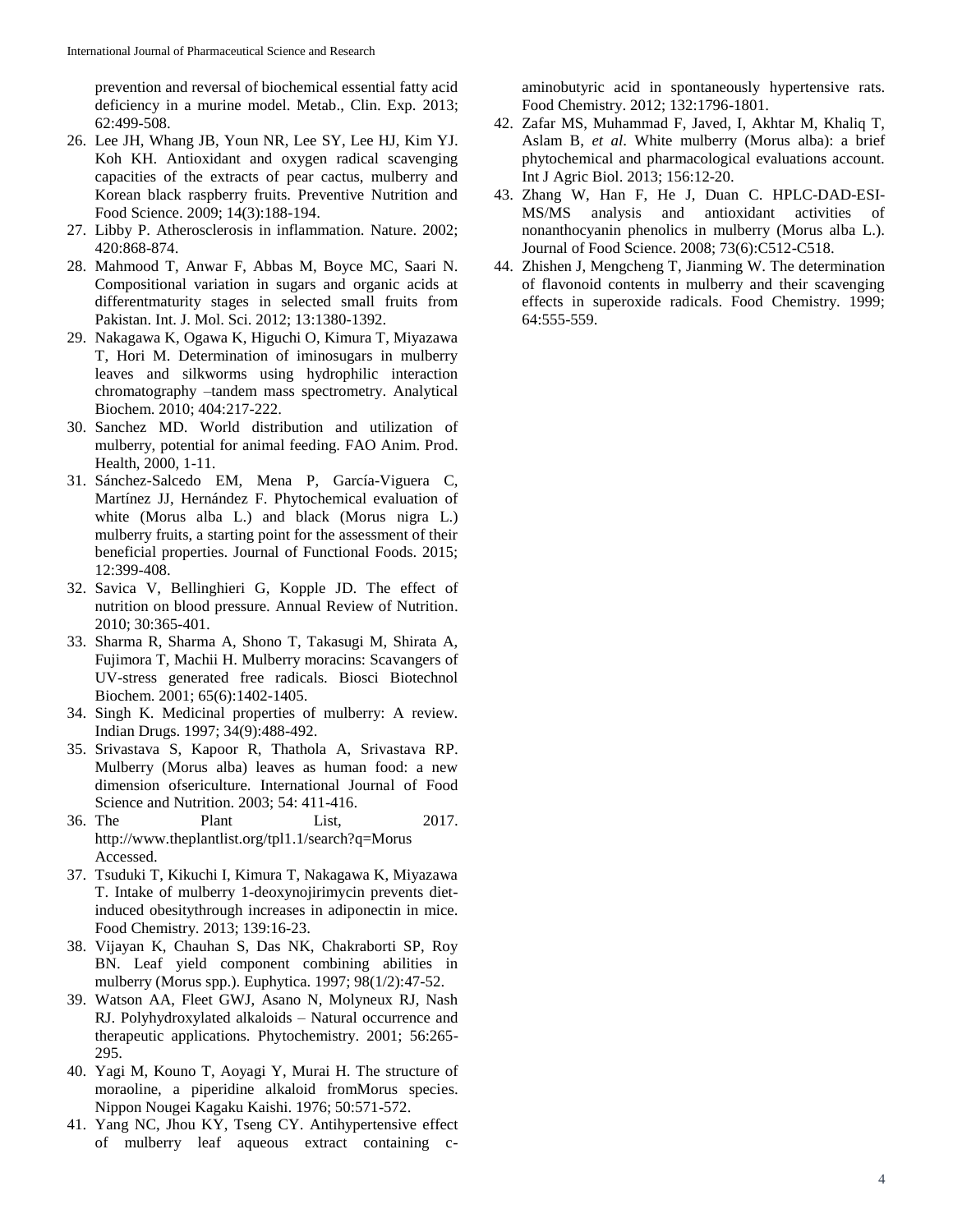prevention and reversal of biochemical essential fatty acid deficiency in a murine model. Metab., Clin. Exp. 2013; 62:499-508.

26. Lee JH, Whang JB, Youn NR, Lee SY, Lee HJ, Kim YJ. Koh KH. Antioxidant and oxygen radical scavenging capacities of the extracts of pear cactus, mulberry and Korean black raspberry fruits. Preventive Nutrition and Food Science. 2009; 14(3):188-194.
27. Libby P. Atherosclerosis in inflammation. Nature. 2002; 420:868-874.
28. Mahmood T, Anwar F, Abbas M, Boyce MC, Saari N. Compositional variation in sugars and organic acids at differentmaturity stages in selected small fruits from Pakistan. Int. J. Mol. Sci. 2012; 13:1380-1392.
29. Nakagawa K, Ogawa K, Higuchi O, Kimura T, Miyazawa T, Hori M. Determination of iminosugars in mulberry leaves and silkworms using hydrophilic interaction chromatography –tandem mass spectrometry. Analytical Biochem. 2010; 404:217-222.
30. Sanchez MD. World distribution and utilization of mulberry, potential for animal feeding. FAO Anim. Prod. Health, 2000, 1-11.
31. Sánchez-Salcedo EM, Mena P, García-Viguera C, Martínez JJ, Hernández F. Phytochemical evaluation of white (Morus alba L.) and black (Morus nigra L.) mulberry fruits, a starting point for the assessment of their beneficial properties. Journal of Functional Foods. 2015; 12:399-408.
32. Savica V, Bellinghieri G, Kopple JD. The effect of nutrition on blood pressure. Annual Review of Nutrition. 2010; 30:365-401.
33. Sharma R, Sharma A, Shono T, Takasugi M, Shirata A, Fujimora T, Machii H. Mulberry moracins: Scavangers of UV-stress generated free radicals. Biosci Biotechnol Biochem. 2001; 65(6):1402-1405.
34. Singh K. Medicinal properties of mulberry: A review. Indian Drugs. 1997; 34(9):488-492.
35. Srivastava S, Kapoor R, Thathola A, Srivastava RP. Mulberry (Morus alba) leaves as human food: a new dimension ofsericulture. International Journal of Food Science and Nutrition. 2003; 54: 411-416.
36. The Plant List, 2017. http://www.theplantlist.org/tpl1.1/search?q=Morus Accessed.
37. Tsuduki T, Kikuchi I, Kimura T, Nakagawa K, Miyazawa T. Intake of mulberry 1-deoxynojirimycin prevents diet-induced obesitythrough increases in adiponectin in mice. Food Chemistry. 2013; 139:16-23.
38. Vijayan K, Chauhan S, Das NK, Chakraborti SP, Roy BN. Leaf yield component combining abilities in mulberry (Morus spp.). Euphytica. 1997; 98(1/2):47-52.
39. Watson AA, Fleet GWJ, Asano N, Molyneux RJ, Nash RJ. Polyhydroxylated alkaloids – Natural occurrence and therapeutic applications. Phytochemistry. 2001; 56:265-295.
40. Yagi M, Kouno T, Aoyagi Y, Murai H. The structure of moraoline, a piperidine alkaloid fromMorus species. Nippon Nougei Kagaku Kaishi. 1976; 50:571-572.
41. Yang NC, Jhou KY, Tseng CY. Antihypertensive effect of mulberry leaf aqueous extract containing c-aminobutyric acid in spontaneously hypertensive rats. Food Chemistry. 2012; 132:1796-1801.
42. Zafar MS, Muhammad F, Javed, I, Akhtar M, Khaliq T, Aslam B, *et al*. White mulberry (Morus alba): a brief phytochemical and pharmacological evaluations account. Int J Agric Biol. 2013; 156:12-20.
43. Zhang W, Han F, He J, Duan C. HPLC-DAD-ESI-MS/MS analysis and antioxidant activities of nonanthocyanin phenolics in mulberry (Morus alba L.). Journal of Food Science. 2008; 73(6):C512-C518.
44. Zhishen J, Mengcheng T, Jianming W. The determination of flavonoid contents in mulberry and their scavenging effects in superoxide radicals. Food Chemistry. 1999; 64:555-559.